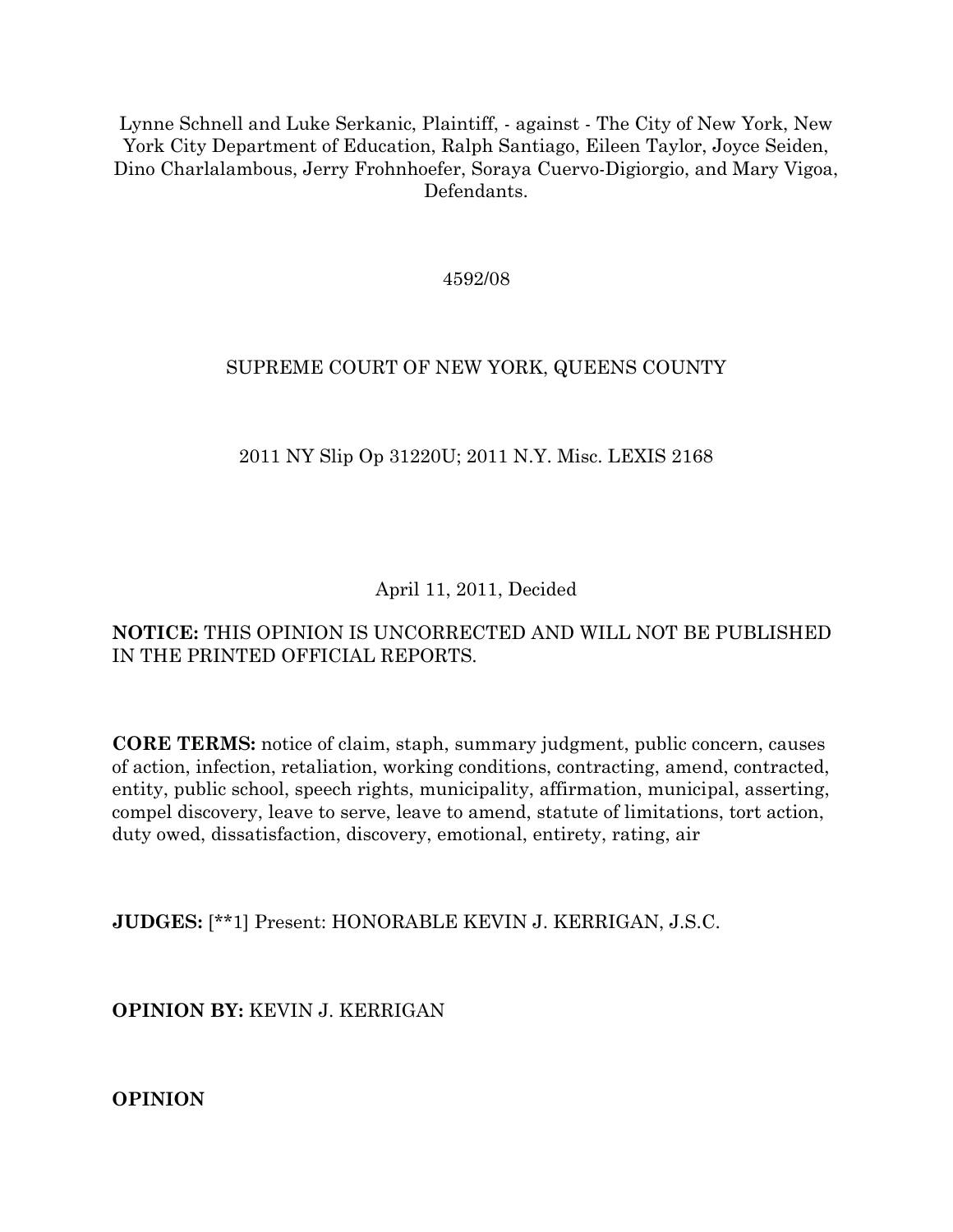Lynne Schnell and Luke Serkanic, Plaintiff, - against - The City of New York, New York City Department of Education, Ralph Santiago, Eileen Taylor, Joyce Seiden, Dino Charlalambous, Jerry Frohnhoefer, Soraya Cuervo-Digiorgio, and Mary Vigoa, Defendants.

4592/08

SUPREME COURT OF NEW YORK, QUEENS COUNTY

2011 NY Slip Op 31220U; 2011 N.Y. Misc. LEXIS 2168

April 11, 2011, Decided

**NOTICE:** THIS OPINION IS UNCORRECTED AND WILL NOT BE PUBLISHED IN THE PRINTED OFFICIAL REPORTS.

**CORE TERMS:** notice of claim, staph, summary judgment, public concern, causes of action, infection, retaliation, working conditions, contracting, amend, contracted, entity, public school, speech rights, municipality, affirmation, municipal, asserting, compel discovery, leave to serve, leave to amend, statute of limitations, tort action, duty owed, dissatisfaction, discovery, emotional, entirety, rating, air

**JUDGES:** [**1] Present: HONORABLE KEVIN J. KERRIGAN, J.S.C.

**OPINION BY:** KEVIN J. KERRIGAN

**OPINION**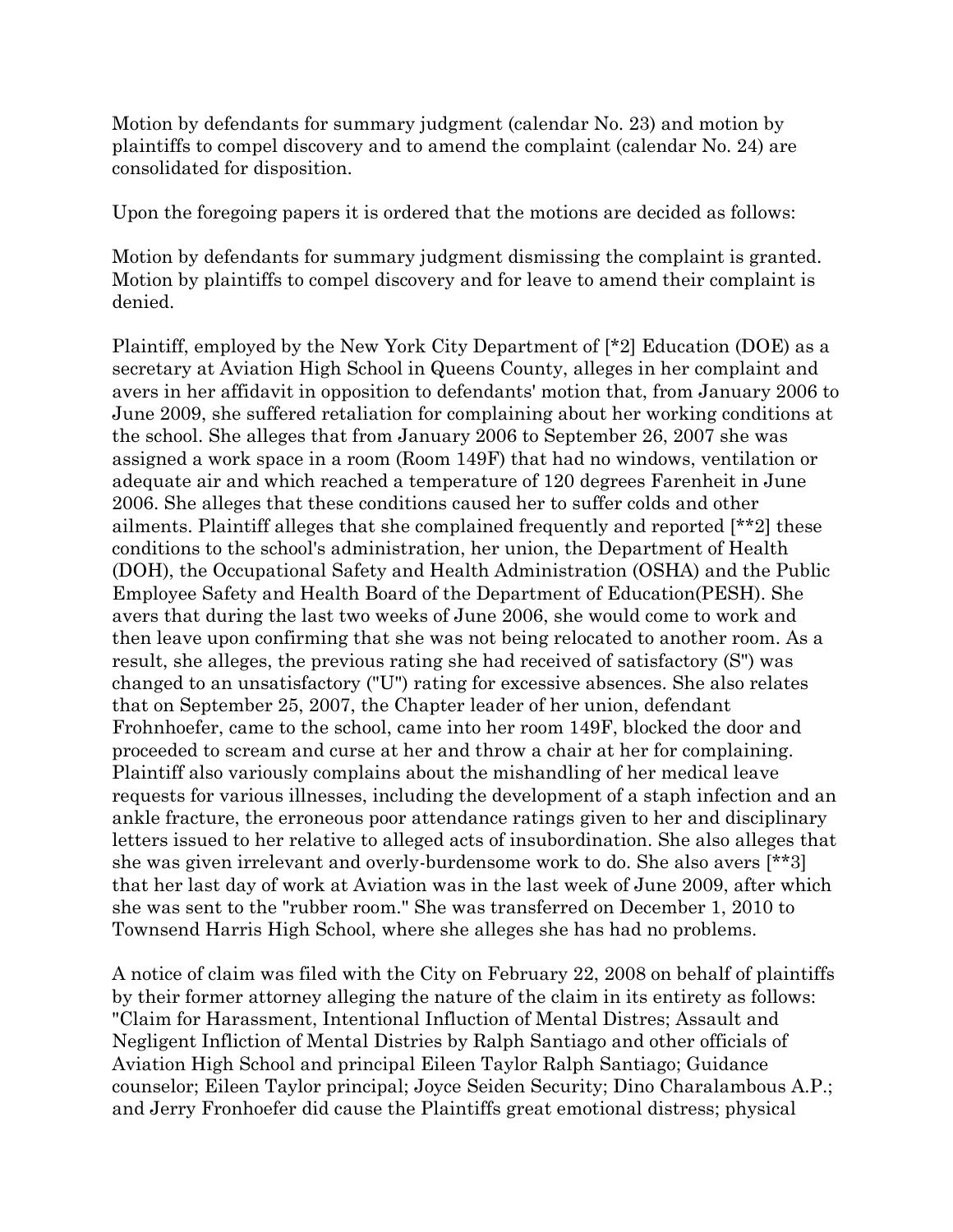Motion by defendants for summary judgment (calendar No. 23) and motion by plaintiffs to compel discovery and to amend the complaint (calendar No. 24) are consolidated for disposition.

Upon the foregoing papers it is ordered that the motions are decided as follows:

Motion by defendants for summary judgment dismissing the complaint is granted. Motion by plaintiffs to compel discovery and for leave to amend their complaint is denied.

Plaintiff, employed by the New York City Department of [*2] Education (DOE) as a secretary at Aviation High School in Queens County, alleges in her complaint and avers in her affidavit in opposition to defendants' motion that, from January 2006 to June 2009, she suffered retaliation for complaining about her working conditions at the school. She alleges that from January 2006 to September 26, 2007 she was assigned a work space in a room (Room 149F) that had no windows, ventilation or adequate air and which reached a temperature of 120 degrees Farenheit in June 2006. She alleges that these conditions caused her to suffer colds and other ailments. Plaintiff alleges that she complained frequently and reported [**2] these conditions to the school's administration, her union, the Department of Health (DOH), the Occupational Safety and Health Administration (OSHA) and the Public Employee Safety and Health Board of the Department of Education(PESH). She avers that during the last two weeks of June 2006, she would come to work and then leave upon confirming that she was not being relocated to another room. As a result, she alleges, the previous rating she had received of satisfactory (S") was changed to an unsatisfactory ("U") rating for excessive absences. She also relates that on September 25, 2007, the Chapter leader of her union, defendant Frohnhoefer, came to the school, came into her room 149F, blocked the door and proceeded to scream and curse at her and throw a chair at her for complaining. Plaintiff also variously complains about the mishandling of her medical leave requests for various illnesses, including the development of a staph infection and an ankle fracture, the erroneous poor attendance ratings given to her and disciplinary letters issued to her relative to alleged acts of insubordination. She also alleges that she was given irrelevant and overly-burdensome work to do. She also avers [**3] that her last day of work at Aviation was in the last week of June 2009, after which she was sent to the "rubber room." She was transferred on December 1, 2010 to Townsend Harris High School, where she alleges she has had no problems.

A notice of claim was filed with the City on February 22, 2008 on behalf of plaintiffs by their former attorney alleging the nature of the claim in its entirety as follows: "Claim for Harassment, Intentional Influction of Mental Distres; Assault and Negligent Infliction of Mental Distries by Ralph Santiago and other officials of Aviation High School and principal Eileen Taylor Ralph Santiago; Guidance counselor; Eileen Taylor principal; Joyce Seiden Security; Dino Charalambous A.P.; and Jerry Fronhoefer did cause the Plaintiffs great emotional distress; physical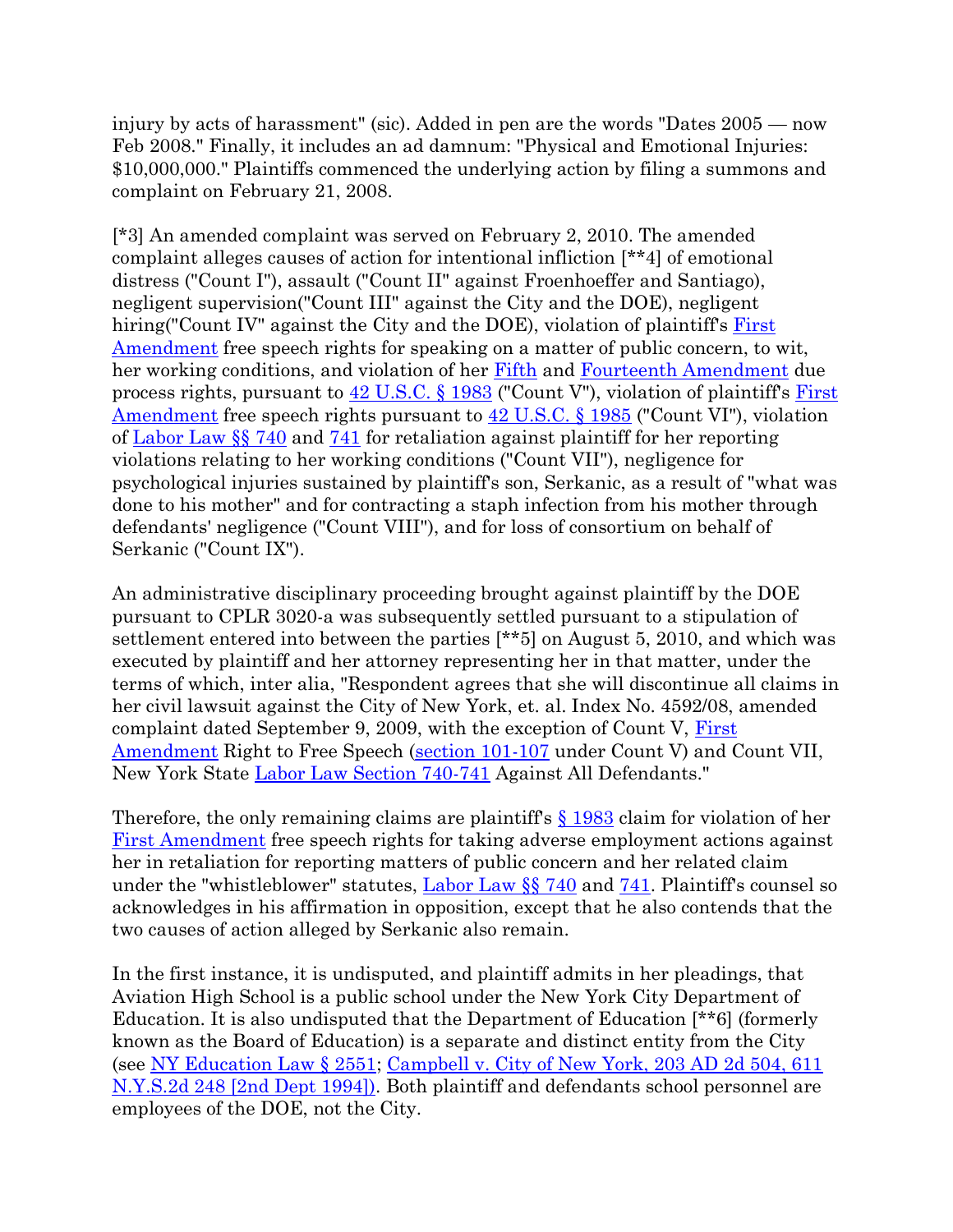injury by acts of harassment" (sic). Added in pen are the words "Dates 2005 — now Feb 2008." Finally, it includes an ad damnum: "Physical and Emotional Injuries: $10,000,000." Plaintiffs commenced the underlying action by filing a summons and complaint on February 21, 2008.

[*3] An amended complaint was served on February 2, 2010. The amended complaint alleges causes of action for intentional infliction [**4] of emotional distress ("Count I"), assault ("Count II" against Froenhoeffer and Santiago), negligent supervision("Count III" against the City and the DOE), negligent hiring("Count IV" against the City and the DOE), violation of plaintiff's First Amendment free speech rights for speaking on a matter of public concern, to wit, her working conditions, and violation of her Fifth and Fourteenth Amendment due process rights, pursuant to 42 U.S.C. § 1983 ("Count V"), violation of plaintiff's First Amendment free speech rights pursuant to 42 U.S.C. § 1985 ("Count VI"), violation of Labor Law §§ 740 and 741 for retaliation against plaintiff for her reporting violations relating to her working conditions ("Count VII"), negligence for psychological injuries sustained by plaintiff's son, Serkanic, as a result of "what was done to his mother" and for contracting a staph infection from his mother through defendants' negligence ("Count VIII"), and for loss of consortium on behalf of Serkanic ("Count IX").

An administrative disciplinary proceeding brought against plaintiff by the DOE pursuant to CPLR 3020-a was subsequently settled pursuant to a stipulation of settlement entered into between the parties [**5] on August 5, 2010, and which was executed by plaintiff and her attorney representing her in that matter, under the terms of which, inter alia, "Respondent agrees that she will discontinue all claims in her civil lawsuit against the City of New York, et. al. Index No. 4592/08, amended complaint dated September 9, 2009, with the exception of Count V, First Amendment Right to Free Speech (section 101-107 under Count V) and Count VII, New York State Labor Law Section 740-741 Against All Defendants."

Therefore, the only remaining claims are plaintiff's § 1983 claim for violation of her First Amendment free speech rights for taking adverse employment actions against her in retaliation for reporting matters of public concern and her related claim under the "whistleblower" statutes, Labor Law §§ 740 and 741. Plaintiff's counsel so acknowledges in his affirmation in opposition, except that he also contends that the two causes of action alleged by Serkanic also remain.

In the first instance, it is undisputed, and plaintiff admits in her pleadings, that Aviation High School is a public school under the New York City Department of Education. It is also undisputed that the Department of Education [**6] (formerly known as the Board of Education) is a separate and distinct entity from the City (see NY Education Law § 2551; Campbell v. City of New York, 203 AD 2d 504, 611 N.Y.S.2d 248 [2nd Dept 1994]). Both plaintiff and defendants school personnel are employees of the DOE, not the City.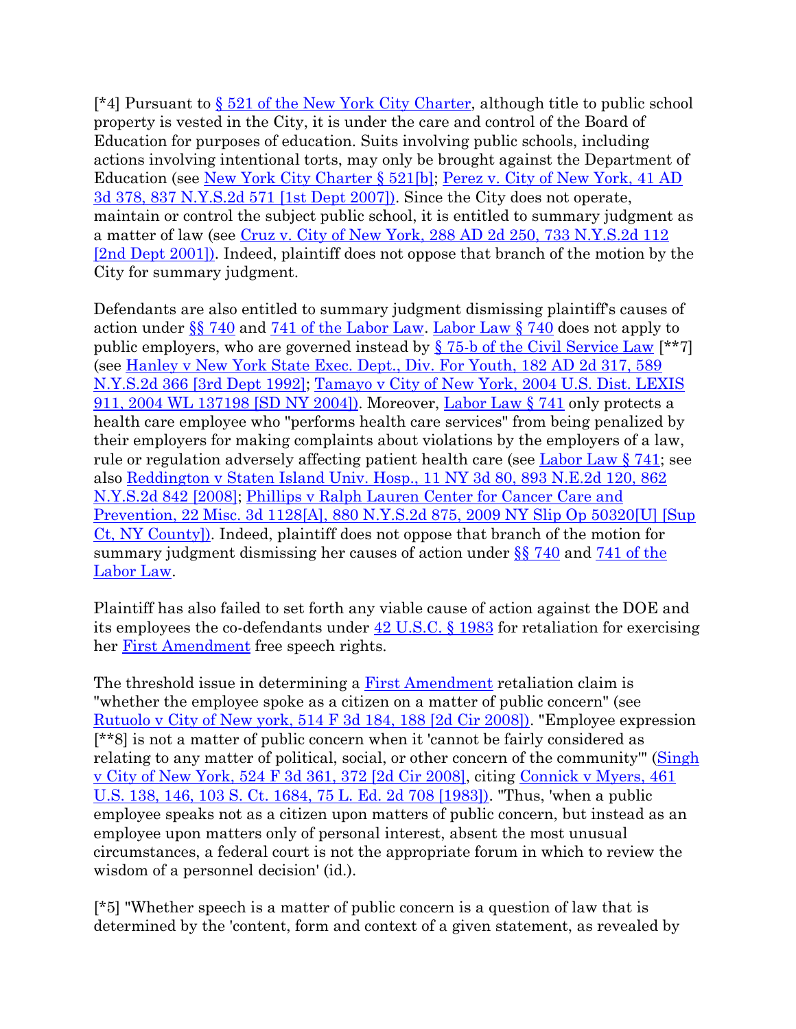[*4] Pursuant to § 521 of the New York City Charter, although title to public school property is vested in the City, it is under the care and control of the Board of Education for purposes of education. Suits involving public schools, including actions involving intentional torts, may only be brought against the Department of Education (see New York City Charter § 521[b]; Perez v. City of New York, 41 AD 3d 378, 837 N.Y.S.2d 571 [1st Dept 2007]). Since the City does not operate, maintain or control the subject public school, it is entitled to summary judgment as a matter of law (see Cruz v. City of New York, 288 AD 2d 250, 733 N.Y.S.2d 112 [2nd Dept 2001]). Indeed, plaintiff does not oppose that branch of the motion by the City for summary judgment.

Defendants are also entitled to summary judgment dismissing plaintiff's causes of action under §§ 740 and 741 of the Labor Law. Labor Law § 740 does not apply to public employers, who are governed instead by § 75-b of the Civil Service Law [**7] (see Hanley v New York State Exec. Dept., Div. For Youth, 182 AD 2d 317, 589 N.Y.S.2d 366 [3rd Dept 1992]; Tamayo v City of New York, 2004 U.S. Dist. LEXIS 911, 2004 WL 137198 [SD NY 2004]). Moreover, Labor Law § 741 only protects a health care employee who "performs health care services" from being penalized by their employers for making complaints about violations by the employers of a law, rule or regulation adversely affecting patient health care (see Labor Law § 741; see also Reddington v Staten Island Univ. Hosp., 11 NY 3d 80, 893 N.E.2d 120, 862 N.Y.S.2d 842 [2008]; Phillips v Ralph Lauren Center for Cancer Care and Prevention, 22 Misc. 3d 1128[A], 880 N.Y.S.2d 875, 2009 NY Slip Op 50320[U] [Sup Ct, NY County]). Indeed, plaintiff does not oppose that branch of the motion for summary judgment dismissing her causes of action under §§ 740 and 741 of the Labor Law.

Plaintiff has also failed to set forth any viable cause of action against the DOE and its employees the co-defendants under 42 U.S.C. § 1983 for retaliation for exercising her First Amendment free speech rights.

The threshold issue in determining a First Amendment retaliation claim is "whether the employee spoke as a citizen on a matter of public concern" (see Rutuolo v City of New york, 514 F 3d 184, 188 [2d Cir 2008]). "Employee expression [**8] is not a matter of public concern when it 'cannot be fairly considered as relating to any matter of political, social, or other concern of the community'" (Singh v City of New York, 524 F 3d 361, 372 [2d Cir 2008], citing Connick v Myers, 461 U.S. 138, 146, 103 S. Ct. 1684, 75 L. Ed. 2d 708 [1983]). "Thus, 'when a public employee speaks not as a citizen upon matters of public concern, but instead as an employee upon matters only of personal interest, absent the most unusual circumstances, a federal court is not the appropriate forum in which to review the wisdom of a personnel decision' (id.).

[*5] "Whether speech is a matter of public concern is a question of law that is determined by the 'content, form and context of a given statement, as revealed by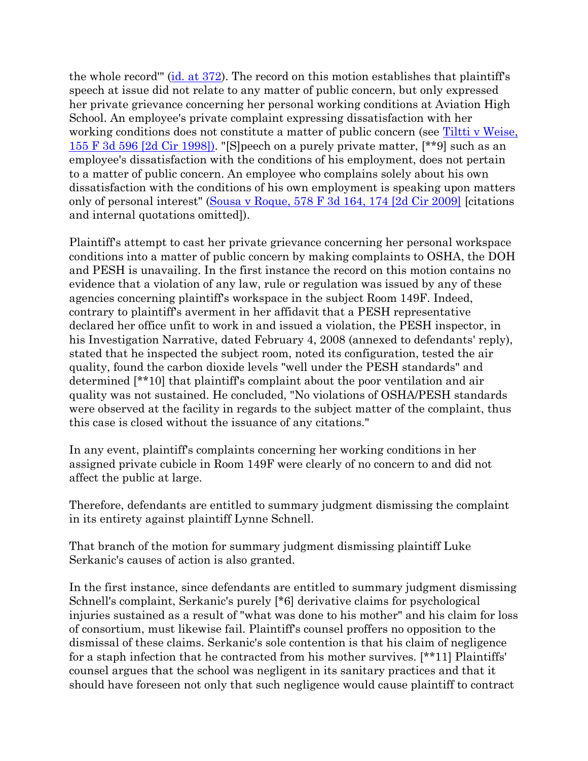the whole record'" (id. at 372). The record on this motion establishes that plaintiff's speech at issue did not relate to any matter of public concern, but only expressed her private grievance concerning her personal working conditions at Aviation High School. An employee's private complaint expressing dissatisfaction with her working conditions does not constitute a matter of public concern (see Tiltti v Weise, 155 F 3d 596 [2d Cir 1998]). "[S]peech on a purely private matter, [**9] such as an employee's dissatisfaction with the conditions of his employment, does not pertain to a matter of public concern. An employee who complains solely about his own dissatisfaction with the conditions of his own employment is speaking upon matters only of personal interest" (Sousa v Roque, 578 F 3d 164, 174 [2d Cir 2009] [citations and internal quotations omitted]).

Plaintiff's attempt to cast her private grievance concerning her personal workspace conditions into a matter of public concern by making complaints to OSHA, the DOH and PESH is unavailing. In the first instance the record on this motion contains no evidence that a violation of any law, rule or regulation was issued by any of these agencies concerning plaintiff's workspace in the subject Room 149F. Indeed, contrary to plaintiff's averment in her affidavit that a PESH representative declared her office unfit to work in and issued a violation, the PESH inspector, in his Investigation Narrative, dated February 4, 2008 (annexed to defendants' reply), stated that he inspected the subject room, noted its configuration, tested the air quality, found the carbon dioxide levels "well under the PESH standards" and determined [**10] that plaintiff's complaint about the poor ventilation and air quality was not sustained. He concluded, "No violations of OSHA/PESH standards were observed at the facility in regards to the subject matter of the complaint, thus this case is closed without the issuance of any citations."

In any event, plaintiff's complaints concerning her working conditions in her assigned private cubicle in Room 149F were clearly of no concern to and did not affect the public at large.

Therefore, defendants are entitled to summary judgment dismissing the complaint in its entirety against plaintiff Lynne Schnell.

That branch of the motion for summary judgment dismissing plaintiff Luke Serkanic's causes of action is also granted.

In the first instance, since defendants are entitled to summary judgment dismissing Schnell's complaint, Serkanic's purely [*6] derivative claims for psychological injuries sustained as a result of "what was done to his mother" and his claim for loss of consortium, must likewise fail. Plaintiff's counsel proffers no opposition to the dismissal of these claims. Serkanic's sole contention is that his claim of negligence for a staph infection that he contracted from his mother survives. [**11] Plaintiffs' counsel argues that the school was negligent in its sanitary practices and that it should have foreseen not only that such negligence would cause plaintiff to contract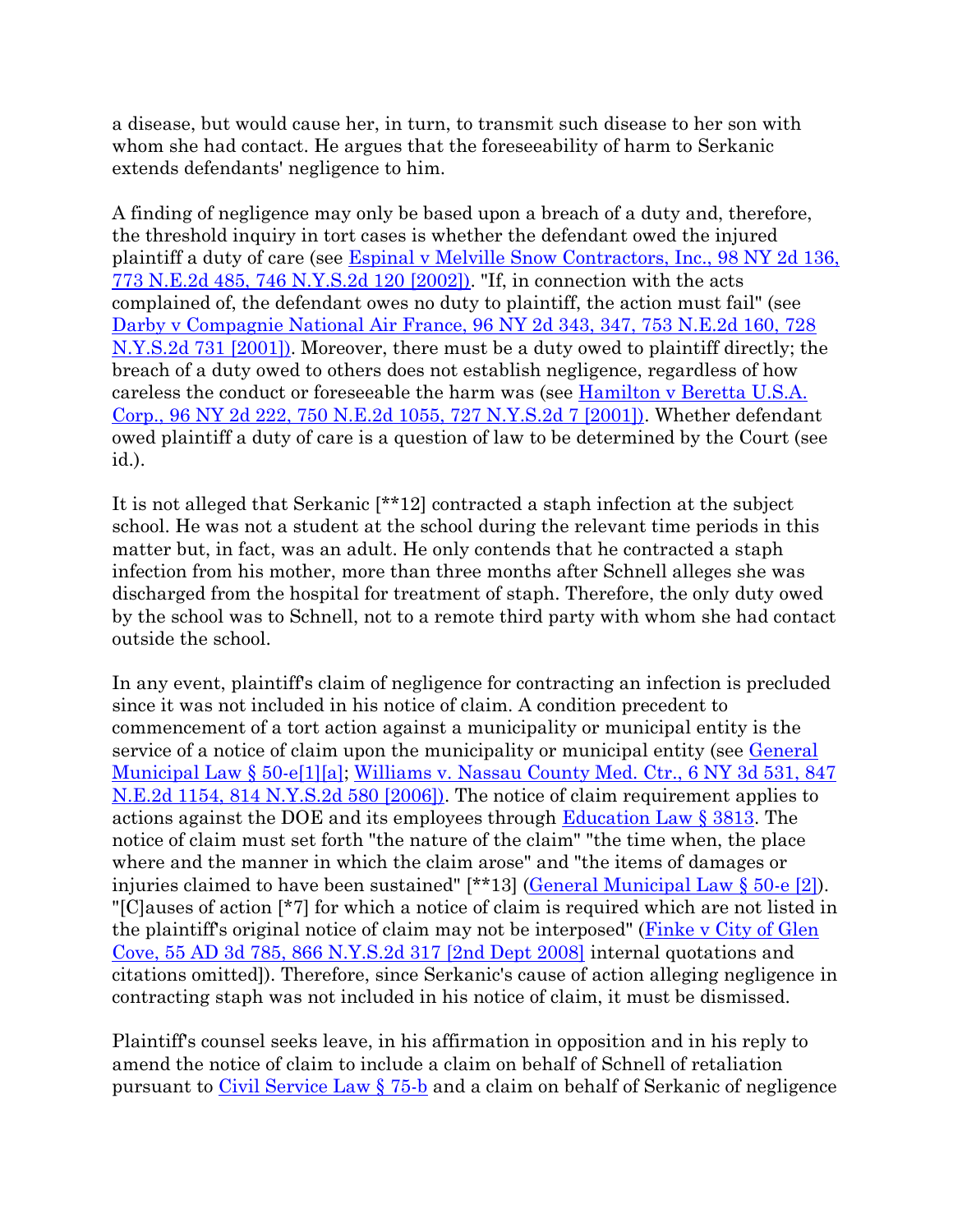a disease, but would cause her, in turn, to transmit such disease to her son with whom she had contact. He argues that the foreseeability of harm to Serkanic extends defendants' negligence to him.

A finding of negligence may only be based upon a breach of a duty and, therefore, the threshold inquiry in tort cases is whether the defendant owed the injured plaintiff a duty of care (see Espinal v Melville Snow Contractors, Inc., 98 NY 2d 136, 773 N.E.2d 485, 746 N.Y.S.2d 120 [2002]). "If, in connection with the acts complained of, the defendant owes no duty to plaintiff, the action must fail" (see Darby v Compagnie National Air France, 96 NY 2d 343, 347, 753 N.E.2d 160, 728 N.Y.S.2d 731 [2001]). Moreover, there must be a duty owed to plaintiff directly; the breach of a duty owed to others does not establish negligence, regardless of how careless the conduct or foreseeable the harm was (see Hamilton v Beretta U.S.A. Corp., 96 NY 2d 222, 750 N.E.2d 1055, 727 N.Y.S.2d 7 [2001]). Whether defendant owed plaintiff a duty of care is a question of law to be determined by the Court (see id.).

It is not alleged that Serkanic [**12] contracted a staph infection at the subject school. He was not a student at the school during the relevant time periods in this matter but, in fact, was an adult. He only contends that he contracted a staph infection from his mother, more than three months after Schnell alleges she was discharged from the hospital for treatment of staph. Therefore, the only duty owed by the school was to Schnell, not to a remote third party with whom she had contact outside the school.

In any event, plaintiff's claim of negligence for contracting an infection is precluded since it was not included in his notice of claim. A condition precedent to commencement of a tort action against a municipality or municipal entity is the service of a notice of claim upon the municipality or municipal entity (see General Municipal Law § 50-e[1][a]; Williams v. Nassau County Med. Ctr., 6 NY 3d 531, 847 N.E.2d 1154, 814 N.Y.S.2d 580 [2006]). The notice of claim requirement applies to actions against the DOE and its employees through Education Law § 3813. The notice of claim must set forth "the nature of the claim" "the time when, the place where and the manner in which the claim arose" and "the items of damages or injuries claimed to have been sustained" [**13] (General Municipal Law § 50-e [2]). "[C]auses of action [*7] for which a notice of claim is required which are not listed in the plaintiff's original notice of claim may not be interposed" (Finke v City of Glen Cove, 55 AD 3d 785, 866 N.Y.S.2d 317 [2nd Dept 2008] internal quotations and citations omitted]). Therefore, since Serkanic's cause of action alleging negligence in contracting staph was not included in his notice of claim, it must be dismissed.

Plaintiff's counsel seeks leave, in his affirmation in opposition and in his reply to amend the notice of claim to include a claim on behalf of Schnell of retaliation pursuant to Civil Service Law § 75-b and a claim on behalf of Serkanic of negligence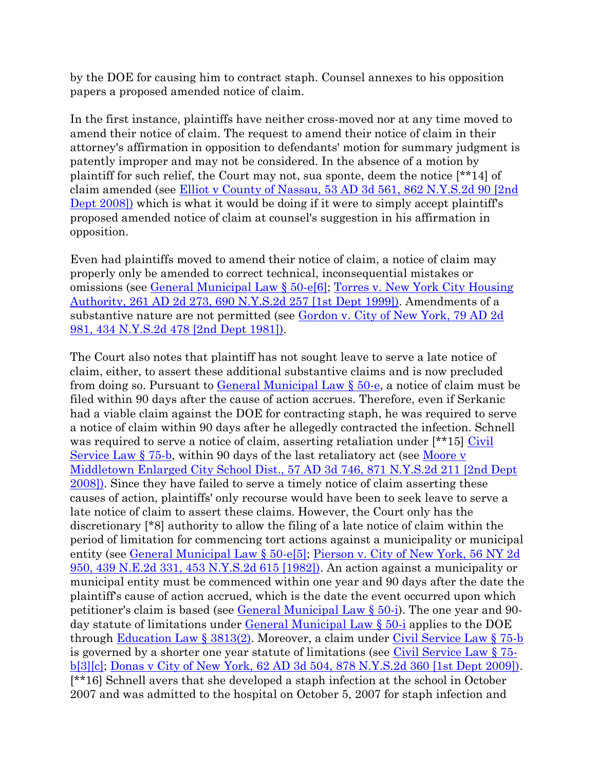by the DOE for causing him to contract staph. Counsel annexes to his opposition papers a proposed amended notice of claim.

In the first instance, plaintiffs have neither cross-moved nor at any time moved to amend their notice of claim. The request to amend their notice of claim in their attorney's affirmation in opposition to defendants' motion for summary judgment is patently improper and may not be considered. In the absence of a motion by plaintiff for such relief, the Court may not, sua sponte, deem the notice [**14] of claim amended (see Elliot v County of Nassau, 53 AD 3d 561, 862 N.Y.S.2d 90 [2nd Dept 2008]) which is what it would be doing if it were to simply accept plaintiff's proposed amended notice of claim at counsel's suggestion in his affirmation in opposition.

Even had plaintiffs moved to amend their notice of claim, a notice of claim may properly only be amended to correct technical, inconsequential mistakes or omissions (see General Municipal Law § 50-e[6]; Torres v. New York City Housing Authority, 261 AD 2d 273, 690 N.Y.S.2d 257 [1st Dept 1999]). Amendments of a substantive nature are not permitted (see Gordon v. City of New York, 79 AD 2d 981, 434 N.Y.S.2d 478 [2nd Dept 1981]).

The Court also notes that plaintiff has not sought leave to serve a late notice of claim, either, to assert these additional substantive claims and is now precluded from doing so. Pursuant to General Municipal Law § 50-e, a notice of claim must be filed within 90 days after the cause of action accrues. Therefore, even if Serkanic had a viable claim against the DOE for contracting staph, he was required to serve a notice of claim within 90 days after he allegedly contracted the infection. Schnell was required to serve a notice of claim, asserting retaliation under [**15] Civil Service Law § 75-b, within 90 days of the last retaliatory act (see Moore v Middletown Enlarged City School Dist., 57 AD 3d 746, 871 N.Y.S.2d 211 [2nd Dept 2008]). Since they have failed to serve a timely notice of claim asserting these causes of action, plaintiffs' only recourse would have been to seek leave to serve a late notice of claim to assert these claims. However, the Court only has the discretionary [*8] authority to allow the filing of a late notice of claim within the period of limitation for commencing tort actions against a municipality or municipal entity (see General Municipal Law § 50-e[5]; Pierson v. City of New York, 56 NY 2d 950, 439 N.E.2d 331, 453 N.Y.S.2d 615 [1982]). An action against a municipality or municipal entity must be commenced within one year and 90 days after the date the plaintiff's cause of action accrued, which is the date the event occurred upon which petitioner's claim is based (see General Municipal Law § 50-i). The one year and 90-day statute of limitations under General Municipal Law § 50-i applies to the DOE through Education Law § 3813(2). Moreover, a claim under Civil Service Law § 75-b is governed by a shorter one year statute of limitations (see Civil Service Law § 75-b[3][c]; Donas v City of New York, 62 AD 3d 504, 878 N.Y.S.2d 360 [1st Dept 2009]). [**16] Schnell avers that she developed a staph infection at the school in October 2007 and was admitted to the hospital on October 5, 2007 for staph infection and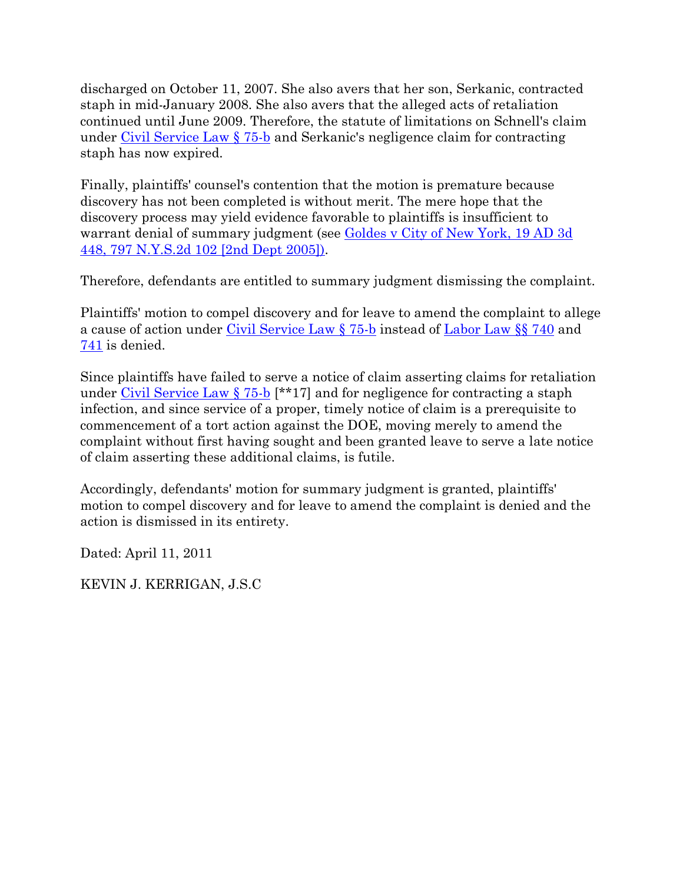discharged on October 11, 2007. She also avers that her son, Serkanic, contracted staph in mid-January 2008. She also avers that the alleged acts of retaliation continued until June 2009. Therefore, the statute of limitations on Schnell's claim under Civil Service Law § 75-b and Serkanic's negligence claim for contracting staph has now expired.

Finally, plaintiffs' counsel's contention that the motion is premature because discovery has not been completed is without merit. The mere hope that the discovery process may yield evidence favorable to plaintiffs is insufficient to warrant denial of summary judgment (see Goldes v City of New York, 19 AD 3d 448, 797 N.Y.S.2d 102 [2nd Dept 2005]).

Therefore, defendants are entitled to summary judgment dismissing the complaint.

Plaintiffs' motion to compel discovery and for leave to amend the complaint to allege a cause of action under Civil Service Law § 75-b instead of Labor Law §§ 740 and 741 is denied.

Since plaintiffs have failed to serve a notice of claim asserting claims for retaliation under Civil Service Law § 75-b [**17] and for negligence for contracting a staph infection, and since service of a proper, timely notice of claim is a prerequisite to commencement of a tort action against the DOE, moving merely to amend the complaint without first having sought and been granted leave to serve a late notice of claim asserting these additional claims, is futile.

Accordingly, defendants' motion for summary judgment is granted, plaintiffs' motion to compel discovery and for leave to amend the complaint is denied and the action is dismissed in its entirety.

Dated: April 11, 2011

KEVIN J. KERRIGAN, J.S.C